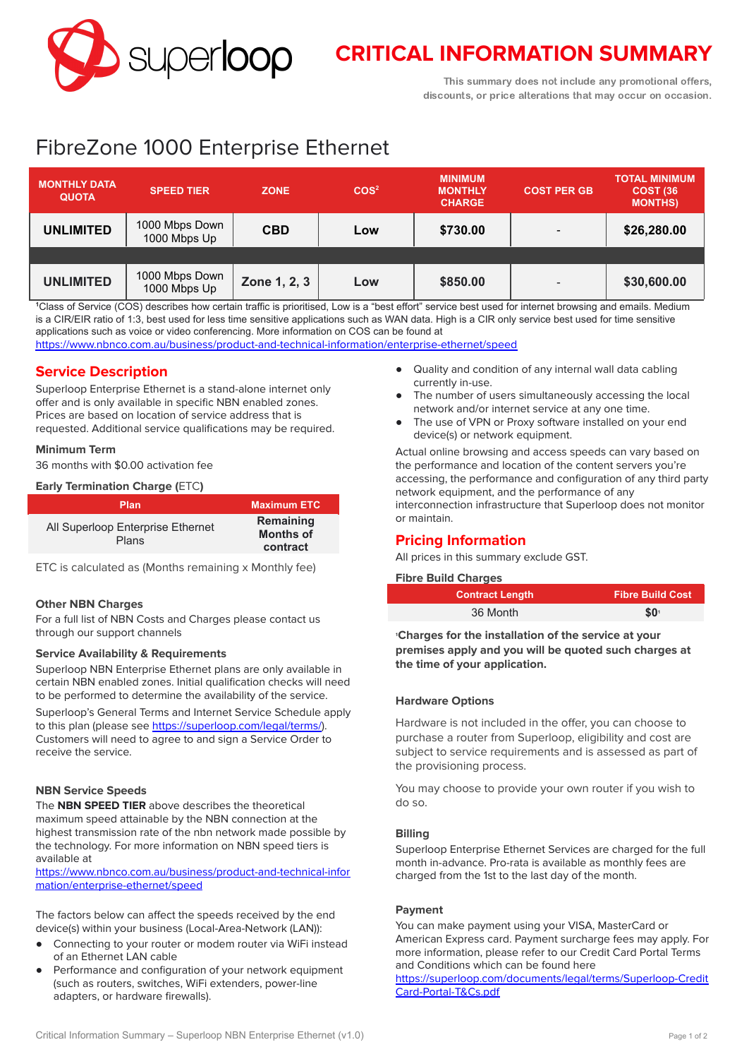# CRITICAL INFORMATION SUMMARY

This summary does not include any promotional offers, discounts, or price alterations that may occur on occasion.

## FibreZone 1000 Enterprise Ethernet

| MONTHLY DATA QUOTA | SPEED TIER | ZONE | COS[2] | MINIMUM MONTHLY CHARGE | COST PER GB | TOTAL MINIMUM COST (36 MONTHS) |
|---|---|---|---|---|---|---|
| UNLIMITED | 1000 Mbps Down 1000 Mbps Up | CBD | Low | $730.00 | - | $26,280.00 |
| UNLIMITED | 1000 Mbps Down 1000 Mbps Up | Zone 1, 2, 3 | Low | $850.00 | - | $30,600.00 |

[1]Class of Service (COS) describes how certain traffic is prioritised, Low is a "best effort" service best used for internet browsing and emails. Medium is a CIR/EIR ratio of 1:3, best used for less time sensitive applications such as WAN data. High is a CIR only service best used for time sensitive applications such as voice or video conferencing. More information on COS can be found at https://www.nbnco.com.au/business/product-and-technical-information/enterprise-ethernet/speed

## Service Description

Superloop Enterprise Ethernet is a stand-alone internet only offer and is only available in specific NBN enabled zones. Prices are based on location of service address that is requested. Additional service qualifications may be required.

### Minimum Term

36 months with $0.00 activation fee

### Early Termination Charge (ETC)

| Plan | Maximum ETC |
|---|---|
| All Superloop Enterprise Ethernet Plans | Remaining Months of contract |

ETC is calculated as (Months remaining x Monthly fee)

### Other NBN Charges

For a full list of NBN Costs and Charges please contact us through our support channels

### Service Availability & Requirements

Superloop NBN Enterprise Ethernet plans are only available in certain NBN enabled zones. Initial qualification checks will need to be performed to determine the availability of the service.

Superloop's General Terms and Internet Service Schedule apply to this plan (please see https://superloop.com/legal/terms/). Customers will need to agree to and sign a Service Order to receive the service.

### NBN Service Speeds

The **NBN SPEED TIER** above describes the theoretical maximum speed attainable by the NBN connection at the highest transmission rate of the nbn network made possible by the technology. For more information on NBN speed tiers is available at https://www.nbnco.com.au/business/product-and-technical-information/enterprise-ethernet/speed

The factors below can affect the speeds received by the end device(s) within your business (Local-Area-Network (LAN)):

- Connecting to your router or modem router via WiFi instead of an Ethernet LAN cable
- Performance and configuration of your network equipment (such as routers, switches, WiFi extenders, power-line adapters, or hardware firewalls).
- Quality and condition of any internal wall data cabling currently in-use.
- The number of users simultaneously accessing the local network and/or internet service at any one time.
- The use of VPN or Proxy software installed on your end device(s) or network equipment.

Actual online browsing and access speeds can vary based on the performance and location of the content servers you're accessing, the performance and configuration of any third party network equipment, and the performance of any interconnection infrastructure that Superloop does not monitor or maintain.

## Pricing Information

All prices in this summary exclude GST.

### Fibre Build Charges

| Contract Length | Fibre Build Cost |
|---|---|
| 36 Month | $0[1] |

**[1]Charges for the installation of the service at your premises apply and you will be quoted such charges at the time of your application.**

### Hardware Options

Hardware is not included in the offer, you can choose to purchase a router from Superloop, eligibility and cost are subject to service requirements and is assessed as part of the provisioning process.

You may choose to provide your own router if you wish to do so.

### Billing

Superloop Enterprise Ethernet Services are charged for the full month in-advance. Pro-rata is available as monthly fees are charged from the 1st to the last day of the month.

### Payment

You can make payment using your VISA, MasterCard or American Express card. Payment surcharge fees may apply. For more information, please refer to our Credit Card Portal Terms and Conditions which can be found here https://superloop.com/documents/legal/terms/Superloop-Credit Card-Portal-T&Cs.pdf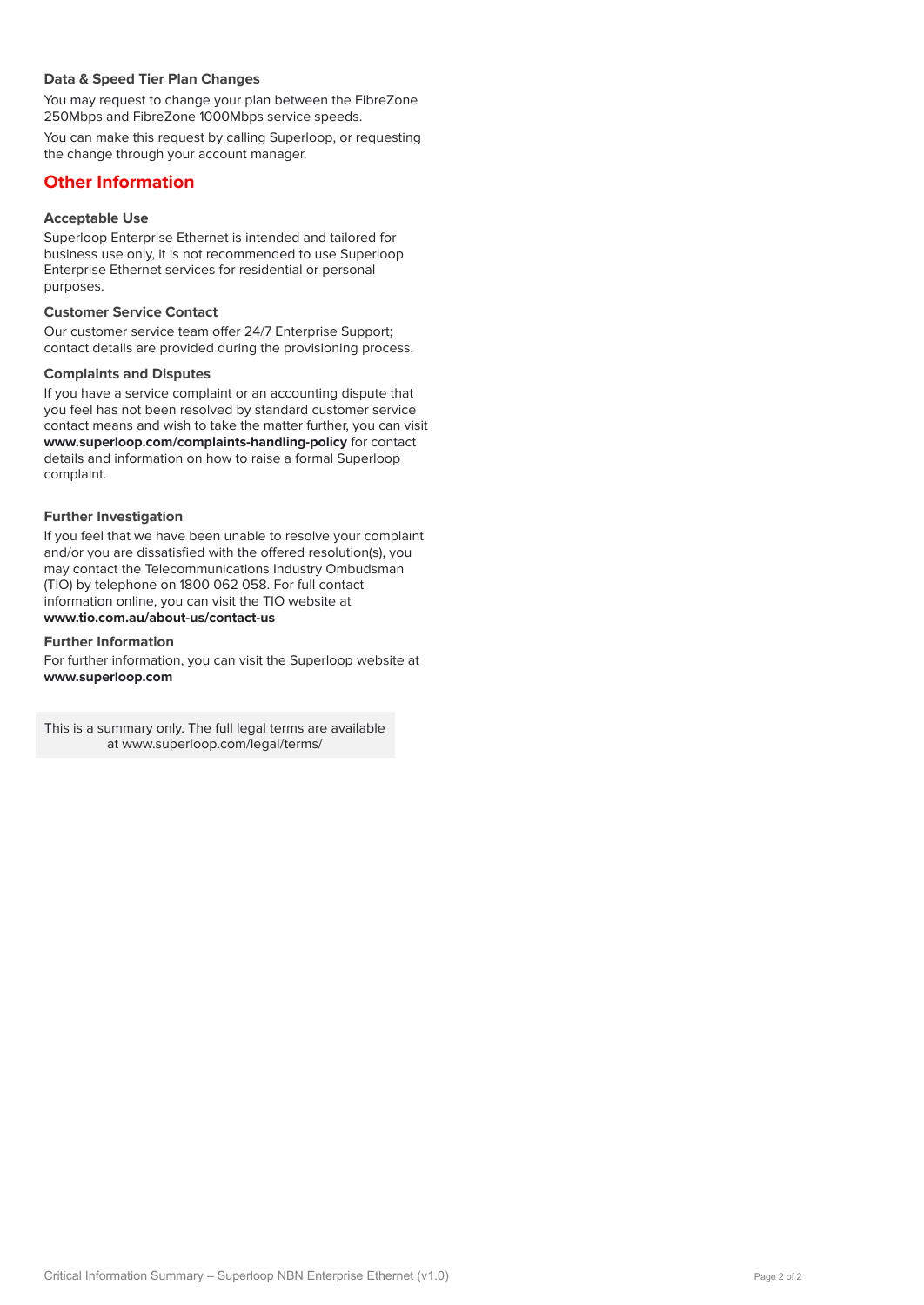### Data & Speed Tier Plan Changes

You may request to change your plan between the FibreZone 250Mbps and FibreZone 1000Mbps service speeds.

You can make this request by calling Superloop, or requesting the change through your account manager.

## Other Information

### Acceptable Use

Superloop Enterprise Ethernet is intended and tailored for business use only, it is not recommended to use Superloop Enterprise Ethernet services for residential or personal purposes.

### Customer Service Contact

Our customer service team offer 24/7 Enterprise Support; contact details are provided during the provisioning process.

### Complaints and Disputes

If you have a service complaint or an accounting dispute that you feel has not been resolved by standard customer service contact means and wish to take the matter further, you can visit **www.superloop.com/complaints-handling-policy** for contact details and information on how to raise a formal Superloop complaint.

### Further Investigation

If you feel that we have been unable to resolve your complaint and/or you are dissatisfied with the offered resolution(s), you may contact the Telecommunications Industry Ombudsman (TIO) by telephone on 1800 062 058. For full contact information online, you can visit the TIO website at **www.tio.com.au/about-us/contact-us**

### Further Information

For further information, you can visit the Superloop website at **www.superloop.com**

This is a summary only. The full legal terms are available at www.superloop.com/legal/terms/